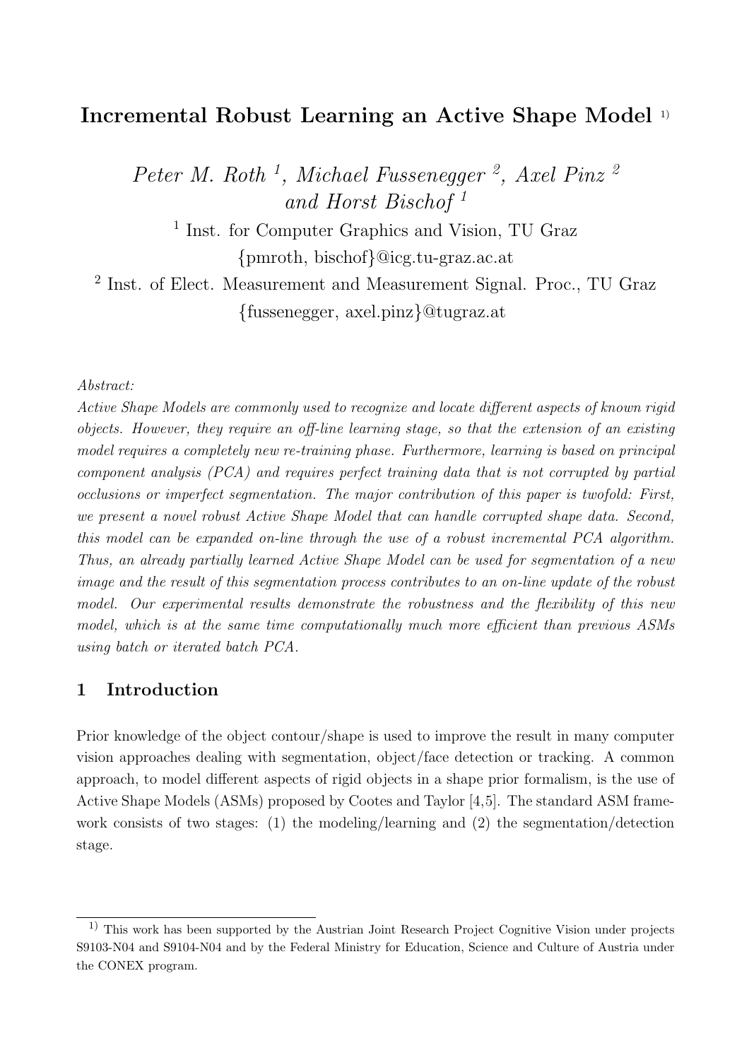# Incremental Robust Learning an Active Shape Model [1)]

*Peter M. Roth [1], Michael Fussenegger [2], Axel Pinz [2] and Horst Bischof [1]*

[1] Inst. for Computer Graphics and Vision, TU Graz
{pmroth, bischof}@icg.tu-graz.ac.at

[2] Inst. of Elect. Measurement and Measurement Signal. Proc., TU Graz
{fussenegger, axel.pinz}@tugraz.at

*Abstract:*
*Active Shape Models are commonly used to recognize and locate different aspects of known rigid objects. However, they require an off-line learning stage, so that the extension of an existing model requires a completely new re-training phase. Furthermore, learning is based on principal component analysis (PCA) and requires perfect training data that is not corrupted by partial occlusions or imperfect segmentation. The major contribution of this paper is twofold: First, we present a novel robust Active Shape Model that can handle corrupted shape data. Second, this model can be expanded on-line through the use of a robust incremental PCA algorithm. Thus, an already partially learned Active Shape Model can be used for segmentation of a new image and the result of this segmentation process contributes to an on-line update of the robust model. Our experimental results demonstrate the robustness and the flexibility of this new model, which is at the same time computationally much more efficient than previous ASMs using batch or iterated batch PCA.*

## 1 Introduction

Prior knowledge of the object contour/shape is used to improve the result in many computer vision approaches dealing with segmentation, object/face detection or tracking. A common approach, to model different aspects of rigid objects in a shape prior formalism, is the use of Active Shape Models (ASMs) proposed by Cootes and Taylor [4,5]. The standard ASM framework consists of two stages: (1) the modeling/learning and (2) the segmentation/detection stage.

---

[1)] This work has been supported by the Austrian Joint Research Project Cognitive Vision under projects S9103-N04 and S9104-N04 and by the Federal Ministry for Education, Science and Culture of Austria under the CONEX program.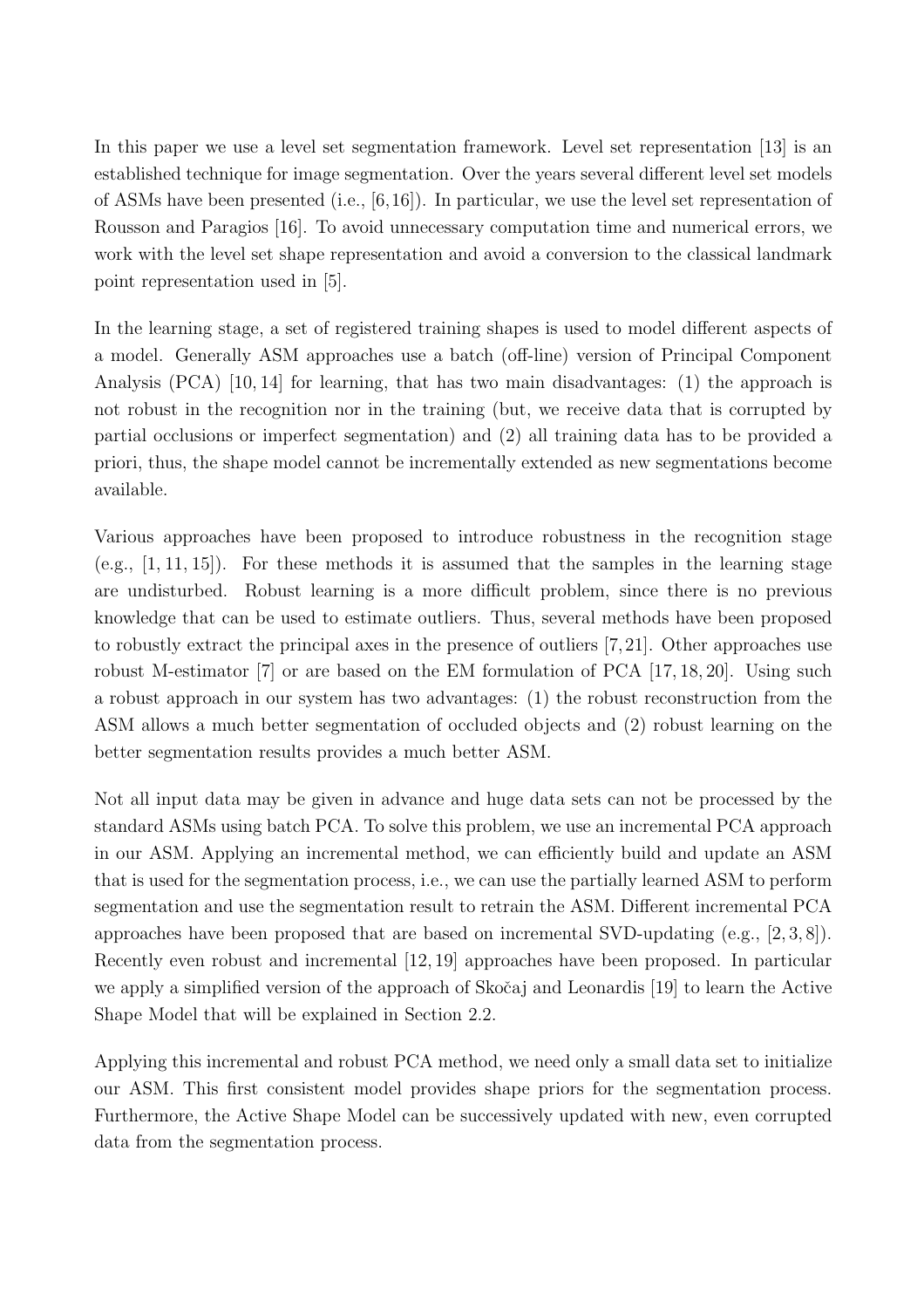In this paper we use a level set segmentation framework. Level set representation [13] is an established technique for image segmentation. Over the years several different level set models of ASMs have been presented (i.e., [6,16]). In particular, we use the level set representation of Rousson and Paragios [16]. To avoid unnecessary computation time and numerical errors, we work with the level set shape representation and avoid a conversion to the classical landmark point representation used in [5].

In the learning stage, a set of registered training shapes is used to model different aspects of a model. Generally ASM approaches use a batch (off-line) version of Principal Component Analysis (PCA) [10, 14] for learning, that has two main disadvantages: (1) the approach is not robust in the recognition nor in the training (but, we receive data that is corrupted by partial occlusions or imperfect segmentation) and (2) all training data has to be provided a priori, thus, the shape model cannot be incrementally extended as new segmentations become available.

Various approaches have been proposed to introduce robustness in the recognition stage (e.g., [1, 11, 15]). For these methods it is assumed that the samples in the learning stage are undisturbed. Robust learning is a more difficult problem, since there is no previous knowledge that can be used to estimate outliers. Thus, several methods have been proposed to robustly extract the principal axes in the presence of outliers [7, 21]. Other approaches use robust M-estimator [7] or are based on the EM formulation of PCA [17, 18, 20]. Using such a robust approach in our system has two advantages: (1) the robust reconstruction from the ASM allows a much better segmentation of occluded objects and (2) robust learning on the better segmentation results provides a much better ASM.

Not all input data may be given in advance and huge data sets can not be processed by the standard ASMs using batch PCA. To solve this problem, we use an incremental PCA approach in our ASM. Applying an incremental method, we can efficiently build and update an ASM that is used for the segmentation process, i.e., we can use the partially learned ASM to perform segmentation and use the segmentation result to retrain the ASM. Different incremental PCA approaches have been proposed that are based on incremental SVD-updating (e.g., [2, 3, 8]). Recently even robust and incremental [12, 19] approaches have been proposed. In particular we apply a simplified version of the approach of Skočaj and Leonardis [19] to learn the Active Shape Model that will be explained in Section 2.2.

Applying this incremental and robust PCA method, we need only a small data set to initialize our ASM. This first consistent model provides shape priors for the segmentation process. Furthermore, the Active Shape Model can be successively updated with new, even corrupted data from the segmentation process.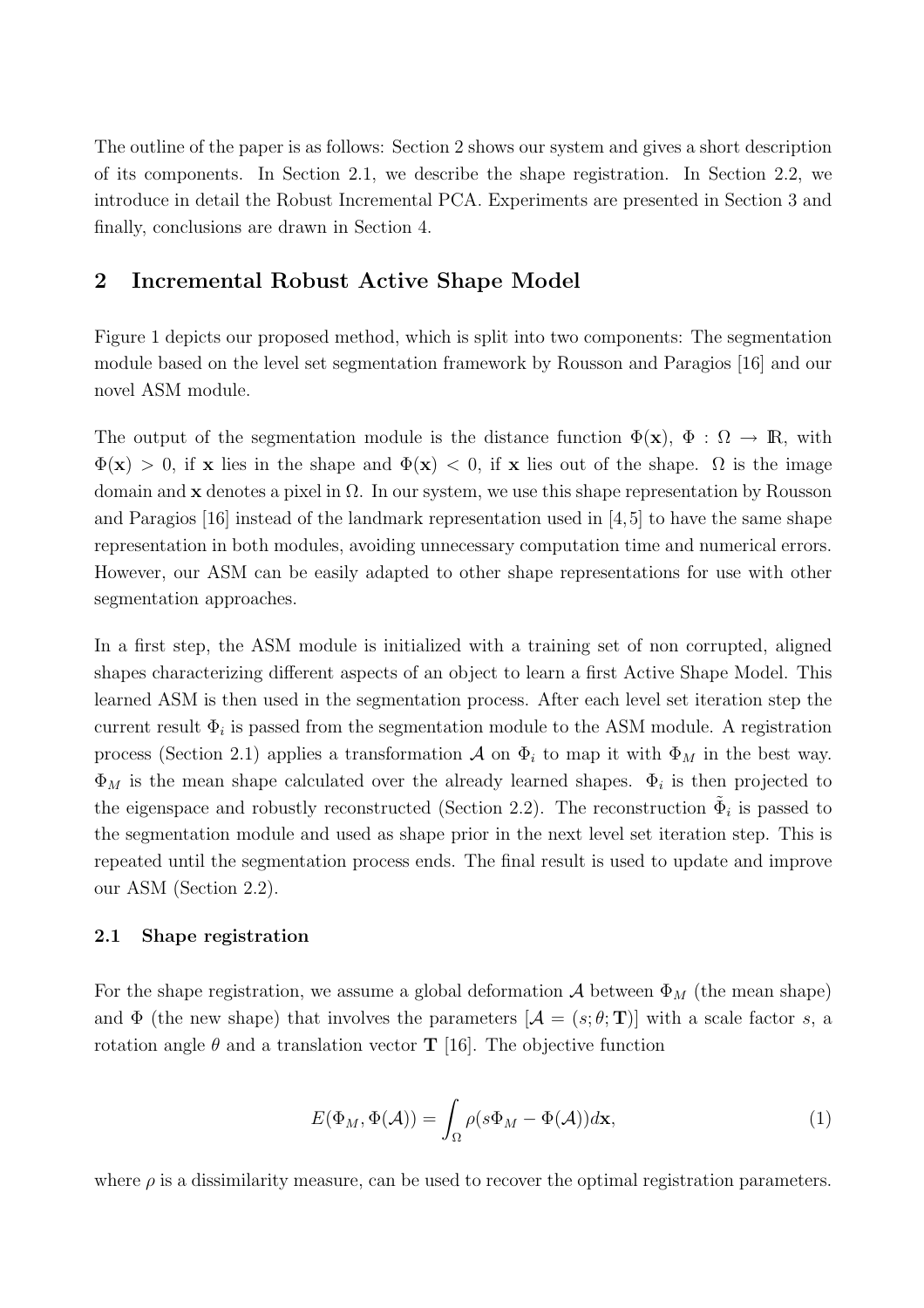The outline of the paper is as follows: Section 2 shows our system and gives a short description of its components. In Section 2.1, we describe the shape registration. In Section 2.2, we introduce in detail the Robust Incremental PCA. Experiments are presented in Section 3 and finally, conclusions are drawn in Section 4.

## 2 Incremental Robust Active Shape Model

Figure 1 depicts our proposed method, which is split into two components: The segmentation module based on the level set segmentation framework by Rousson and Paragios [16] and our novel ASM module.

The output of the segmentation module is the distance function $\Phi(\mathbf{x})$, $\Phi : \Omega \rightarrow \mathbb{R}$, with $\Phi(\mathbf{x}) > 0$, if $\mathbf{x}$ lies in the shape and $\Phi(\mathbf{x}) < 0$, if $\mathbf{x}$ lies out of the shape. $\Omega$ is the image domain and $\mathbf{x}$ denotes a pixel in $\Omega$. In our system, we use this shape representation by Rousson and Paragios [16] instead of the landmark representation used in [4,5] to have the same shape representation in both modules, avoiding unnecessary computation time and numerical errors. However, our ASM can be easily adapted to other shape representations for use with other segmentation approaches.

In a first step, the ASM module is initialized with a training set of non corrupted, aligned shapes characterizing different aspects of an object to learn a first Active Shape Model. This learned ASM is then used in the segmentation process. After each level set iteration step the current result $\Phi_i$ is passed from the segmentation module to the ASM module. A registration process (Section 2.1) applies a transformation $\mathcal{A}$ on $\Phi_i$ to map it with $\Phi_M$ in the best way. $\Phi_M$ is the mean shape calculated over the already learned shapes. $\Phi_i$ is then projected to the eigenspace and robustly reconstructed (Section 2.2). The reconstruction $\tilde{\Phi}_i$ is passed to the segmentation module and used as shape prior in the next level set iteration step. This is repeated until the segmentation process ends. The final result is used to update and improve our ASM (Section 2.2).

### 2.1 Shape registration

For the shape registration, we assume a global deformation $\mathcal{A}$ between $\Phi_M$ (the mean shape) and $\Phi$ (the new shape) that involves the parameters $[\mathcal{A} = (s; \theta; \mathbf{T})]$ with a scale factor $s$, a rotation angle $\theta$ and a translation vector $\mathbf{T}$ [16]. The objective function

$$E(\Phi_M, \Phi(\mathcal{A})) = \int_{\Omega} \rho(s\Phi_M - \Phi(\mathcal{A}))d\mathbf{x}, \tag{1}$$

where $\rho$ is a dissimilarity measure, can be used to recover the optimal registration parameters.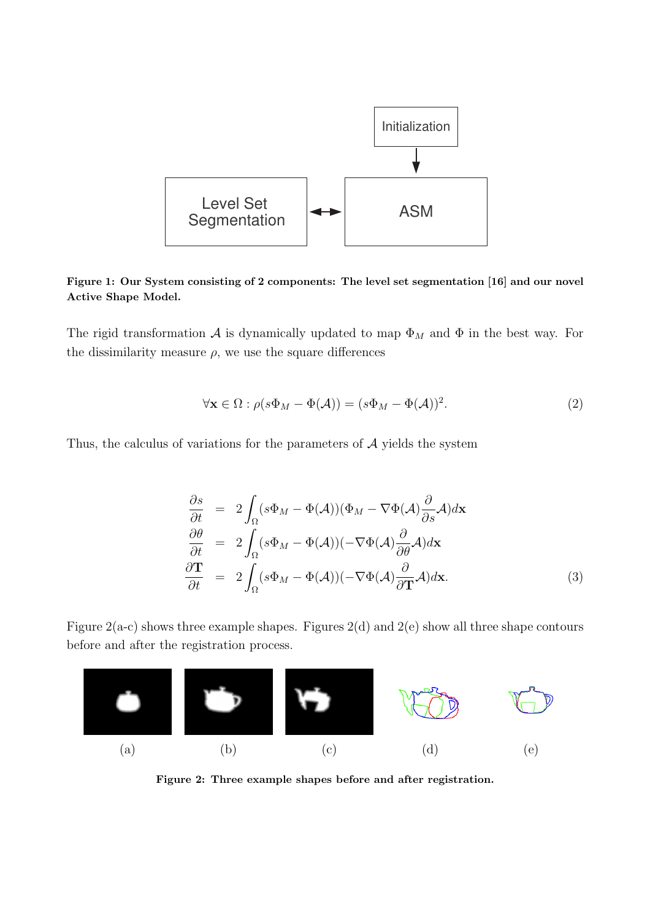**Figure 1: Our System consisting of 2 components: The level set segmentation [16] and our novel Active Shape Model.**

The rigid transformation $\mathcal{A}$ is dynamically updated to map $\Phi_M$ and $\Phi$ in the best way. For the dissimilarity measure $\rho$, we use the square differences

$$\forall \mathbf{x} \in \Omega : \rho(s\Phi_M - \Phi(\mathcal{A})) = (s\Phi_M - \Phi(\mathcal{A}))^2. \tag{2}$$

Thus, the calculus of variations for the parameters of $\mathcal{A}$ yields the system

$$\begin{aligned}
\frac{\partial s}{\partial t} &= 2\int_\Omega (s\Phi_M - \Phi(\mathcal{A}))(\Phi_M - \nabla\Phi(\mathcal{A})\frac{\partial}{\partial s}\mathcal{A})d\mathbf{x} \\
\frac{\partial \theta}{\partial t} &= 2\int_\Omega (s\Phi_M - \Phi(\mathcal{A}))(-\nabla\Phi(\mathcal{A})\frac{\partial}{\partial \theta}\mathcal{A})d\mathbf{x} \\
\frac{\partial \mathbf{T}}{\partial t} &= 2\int_\Omega (s\Phi_M - \Phi(\mathcal{A}))(-\nabla\Phi(\mathcal{A})\frac{\partial}{\partial \mathbf{T}}\mathcal{A})d\mathbf{x}.
\end{aligned} \tag{3}$$

Figure 2(a-c) shows three example shapes. Figures 2(d) and 2(e) show all three shape contours before and after the registration process.

(a) (b) (c) (d) (e)

**Figure 2: Three example shapes before and after registration.**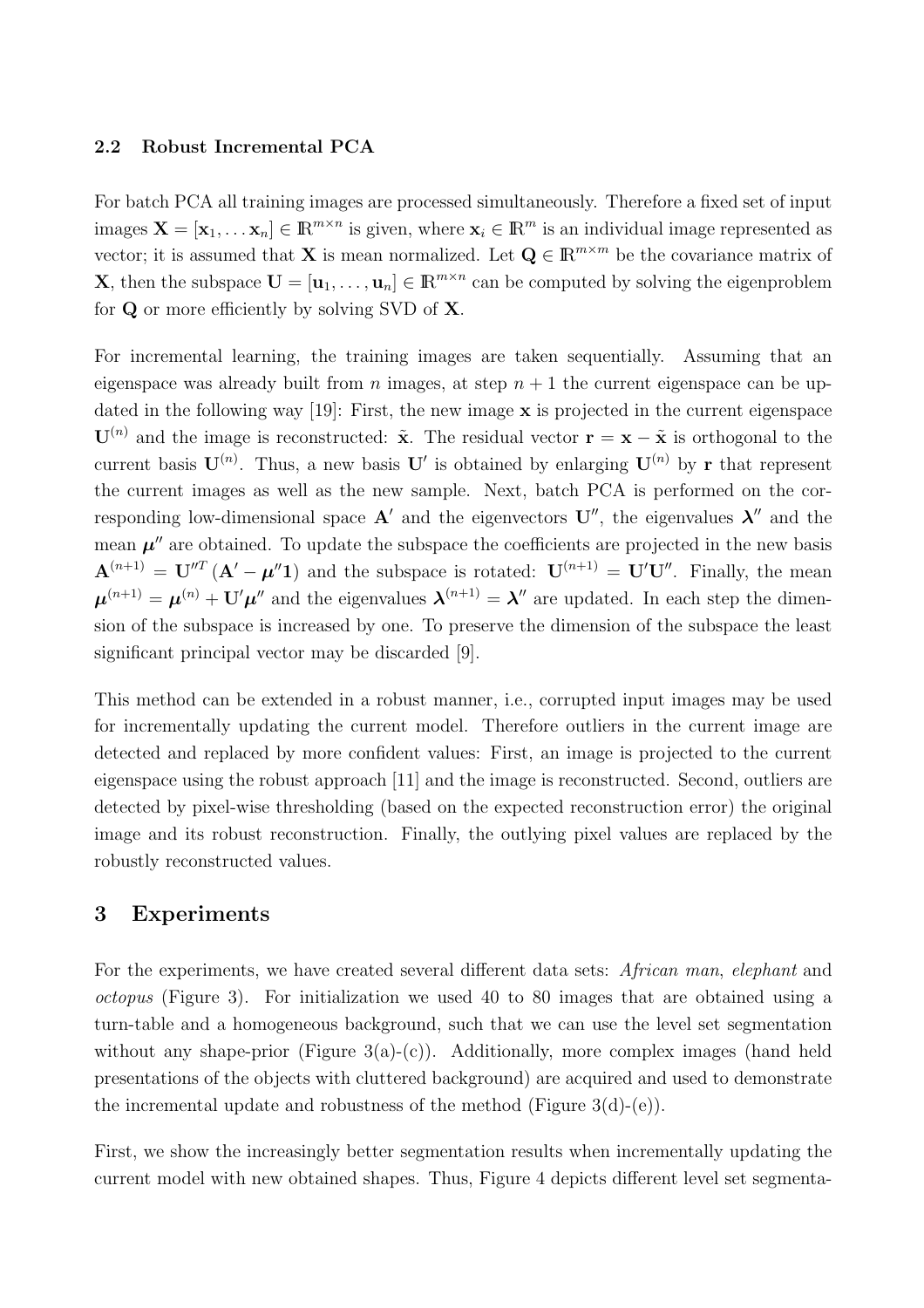### 2.2 Robust Incremental PCA

For batch PCA all training images are processed simultaneously. Therefore a fixed set of input images $\mathbf{X} = [\mathbf{x}_1, \ldots \mathbf{x}_n] \in \mathbb{R}^{m \times n}$ is given, where $\mathbf{x}_i \in \mathbb{R}^m$ is an individual image represented as vector; it is assumed that $\mathbf{X}$ is mean normalized. Let $\mathbf{Q} \in \mathbb{R}^{m \times m}$ be the covariance matrix of $\mathbf{X}$, then the subspace $\mathbf{U} = [\mathbf{u}_1, \ldots, \mathbf{u}_n] \in \mathbb{R}^{m \times n}$ can be computed by solving the eigenproblem for $\mathbf{Q}$ or more efficiently by solving SVD of $\mathbf{X}$.

For incremental learning, the training images are taken sequentially. Assuming that an eigenspace was already built from $n$ images, at step $n+1$ the current eigenspace can be updated in the following way [19]: First, the new image $\mathbf{x}$ is projected in the current eigenspace $\mathbf{U}^{(n)}$ and the image is reconstructed: $\tilde{\mathbf{x}}$. The residual vector $\mathbf{r} = \mathbf{x} - \tilde{\mathbf{x}}$ is orthogonal to the current basis $\mathbf{U}^{(n)}$. Thus, a new basis $\mathbf{U}'$ is obtained by enlarging $\mathbf{U}^{(n)}$ by $\mathbf{r}$ that represent the current images as well as the new sample. Next, batch PCA is performed on the corresponding low-dimensional space $\mathbf{A}'$ and the eigenvectors $\mathbf{U}''$, the eigenvalues $\boldsymbol{\lambda}''$ and the mean $\boldsymbol{\mu}''$ are obtained. To update the subspace the coefficients are projected in the new basis $\mathbf{A}^{(n+1)} = \mathbf{U}''^{T} (\mathbf{A}' - \boldsymbol{\mu}''\mathbf{1})$ and the subspace is rotated: $\mathbf{U}^{(n+1)} = \mathbf{U}'\mathbf{U}''$. Finally, the mean $\boldsymbol{\mu}^{(n+1)} = \boldsymbol{\mu}^{(n)} + \mathbf{U}'\boldsymbol{\mu}''$ and the eigenvalues $\boldsymbol{\lambda}^{(n+1)} = \boldsymbol{\lambda}''$ are updated. In each step the dimension of the subspace is increased by one. To preserve the dimension of the subspace the least significant principal vector may be discarded [9].

This method can be extended in a robust manner, i.e., corrupted input images may be used for incrementally updating the current model. Therefore outliers in the current image are detected and replaced by more confident values: First, an image is projected to the current eigenspace using the robust approach [11] and the image is reconstructed. Second, outliers are detected by pixel-wise thresholding (based on the expected reconstruction error) the original image and its robust reconstruction. Finally, the outlying pixel values are replaced by the robustly reconstructed values.

## 3 Experiments

For the experiments, we have created several different data sets: *African man*, *elephant* and *octopus* (Figure 3). For initialization we used 40 to 80 images that are obtained using a turn-table and a homogeneous background, such that we can use the level set segmentation without any shape-prior (Figure 3(a)-(c)). Additionally, more complex images (hand held presentations of the objects with cluttered background) are acquired and used to demonstrate the incremental update and robustness of the method (Figure 3(d)-(e)).

First, we show the increasingly better segmentation results when incrementally updating the current model with new obtained shapes. Thus, Figure 4 depicts different level set segmenta-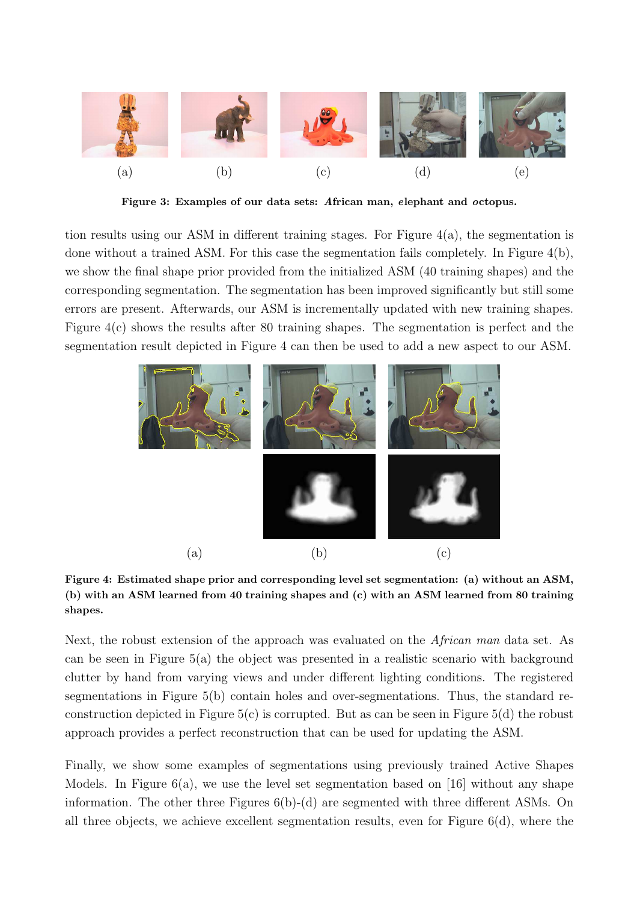(a) (b) (c) (d) (e)

**Figure 3: Examples of our data sets: *A*frican man, *e*lephant and *o*ctopus.**

tion results using our ASM in different training stages. For Figure 4(a), the segmentation is done without a trained ASM. For this case the segmentation fails completely. In Figure 4(b), we show the final shape prior provided from the initialized ASM (40 training shapes) and the corresponding segmentation. The segmentation has been improved significantly but still some errors are present. Afterwards, our ASM is incrementally updated with new training shapes. Figure 4(c) shows the results after 80 training shapes. The segmentation is perfect and the segmentation result depicted in Figure 4 can then be used to add a new aspect to our ASM.

(a) (b) (c)

**Figure 4: Estimated shape prior and corresponding level set segmentation: (a) without an ASM, (b) with an ASM learned from 40 training shapes and (c) with an ASM learned from 80 training shapes.**

Next, the robust extension of the approach was evaluated on the *African man* data set. As can be seen in Figure 5(a) the object was presented in a realistic scenario with background clutter by hand from varying views and under different lighting conditions. The registered segmentations in Figure 5(b) contain holes and over-segmentations. Thus, the standard reconstruction depicted in Figure 5(c) is corrupted. But as can be seen in Figure 5(d) the robust approach provides a perfect reconstruction that can be used for updating the ASM.

Finally, we show some examples of segmentations using previously trained Active Shapes Models. In Figure 6(a), we use the level set segmentation based on [16] without any shape information. The other three Figures 6(b)-(d) are segmented with three different ASMs. On all three objects, we achieve excellent segmentation results, even for Figure 6(d), where the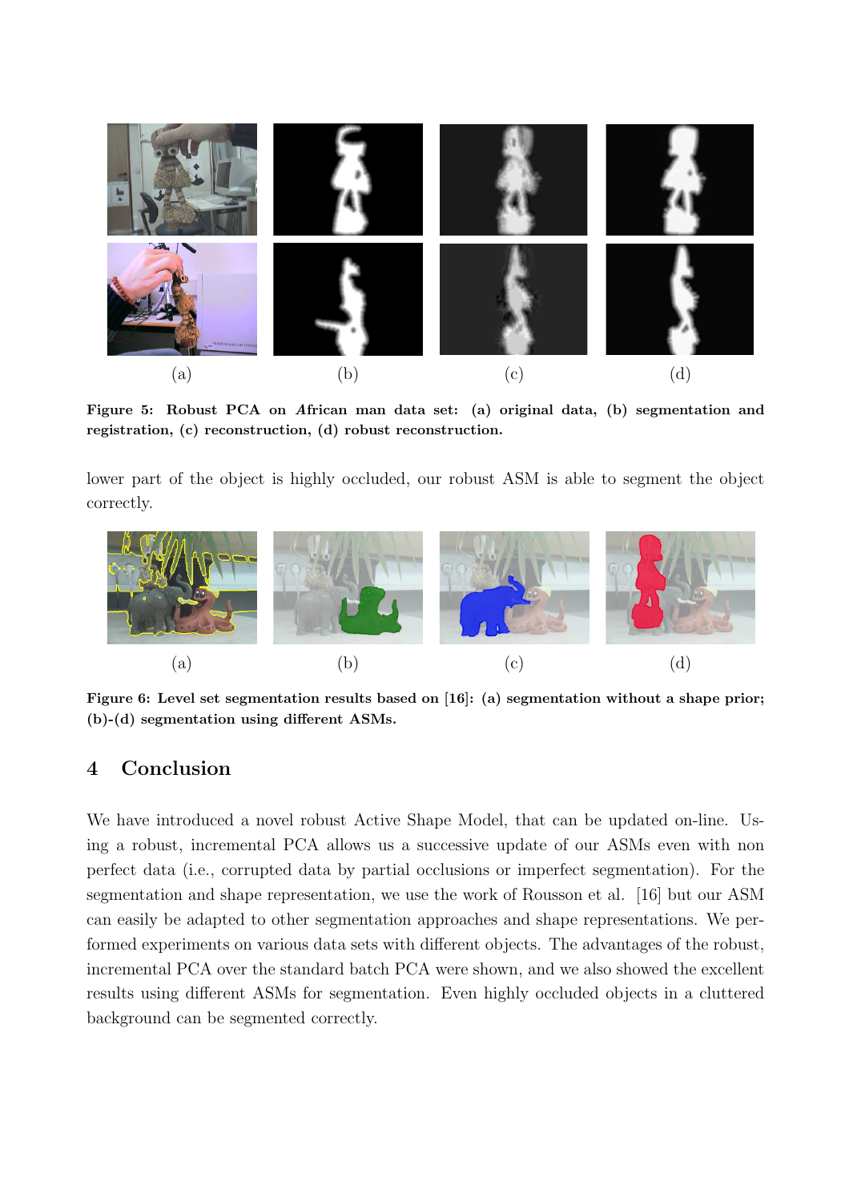(a) (b) (c) (d)

**Figure 5: Robust PCA on *A*frican man data set: (a) original data, (b) segmentation and registration, (c) reconstruction, (d) robust reconstruction.**

lower part of the object is highly occluded, our robust ASM is able to segment the object correctly.

(a) (b) (c) (d)

**Figure 6: Level set segmentation results based on [16]: (a) segmentation without a shape prior; (b)-(d) segmentation using different ASMs.**

## 4 Conclusion

We have introduced a novel robust Active Shape Model, that can be updated on-line. Using a robust, incremental PCA allows us a successive update of our ASMs even with non perfect data (i.e., corrupted data by partial occlusions or imperfect segmentation). For the segmentation and shape representation, we use the work of Rousson et al. [16] but our ASM can easily be adapted to other segmentation approaches and shape representations. We performed experiments on various data sets with different objects. The advantages of the robust, incremental PCA over the standard batch PCA were shown, and we also showed the excellent results using different ASMs for segmentation. Even highly occluded objects in a cluttered background can be segmented correctly.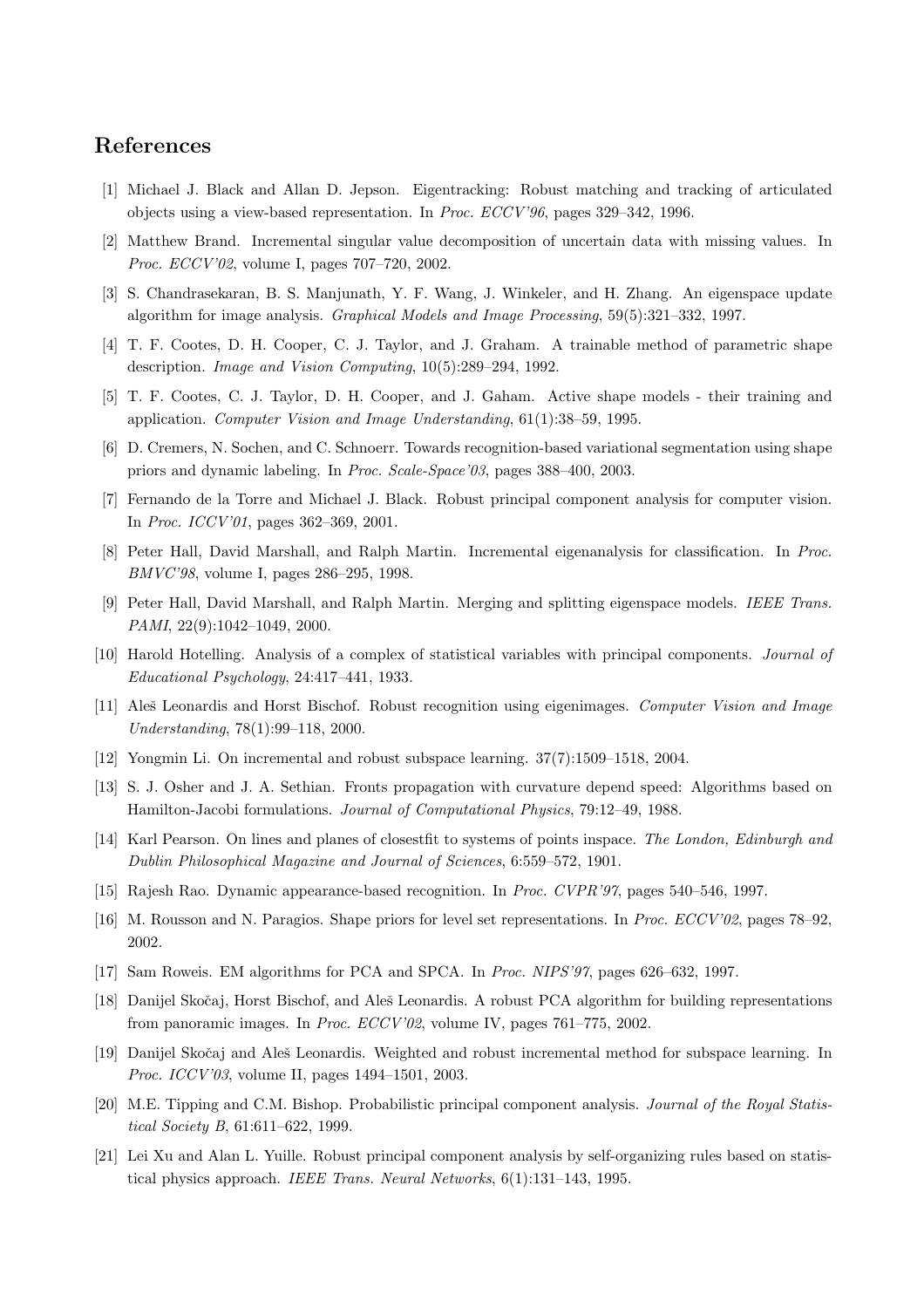## References

[1] Michael J. Black and Allan D. Jepson. Eigentracking: Robust matching and tracking of articulated objects using a view-based representation. In *Proc. ECCV'96*, pages 329–342, 1996.

[2] Matthew Brand. Incremental singular value decomposition of uncertain data with missing values. In *Proc. ECCV'02*, volume I, pages 707–720, 2002.

[3] S. Chandrasekaran, B. S. Manjunath, Y. F. Wang, J. Winkeler, and H. Zhang. An eigenspace update algorithm for image analysis. *Graphical Models and Image Processing*, 59(5):321–332, 1997.

[4] T. F. Cootes, D. H. Cooper, C. J. Taylor, and J. Graham. A trainable method of parametric shape description. *Image and Vision Computing*, 10(5):289–294, 1992.

[5] T. F. Cootes, C. J. Taylor, D. H. Cooper, and J. Gaham. Active shape models - their training and application. *Computer Vision and Image Understanding*, 61(1):38–59, 1995.

[6] D. Cremers, N. Sochen, and C. Schnoerr. Towards recognition-based variational segmentation using shape priors and dynamic labeling. In *Proc. Scale-Space'03*, pages 388–400, 2003.

[7] Fernando de la Torre and Michael J. Black. Robust principal component analysis for computer vision. In *Proc. ICCV'01*, pages 362–369, 2001.

[8] Peter Hall, David Marshall, and Ralph Martin. Incremental eigenanalysis for classification. In *Proc. BMVC'98*, volume I, pages 286–295, 1998.

[9] Peter Hall, David Marshall, and Ralph Martin. Merging and splitting eigenspace models. *IEEE Trans. PAMI*, 22(9):1042–1049, 2000.

[10] Harold Hotelling. Analysis of a complex of statistical variables with principal components. *Journal of Educational Psychology*, 24:417–441, 1933.

[11] Aleš Leonardis and Horst Bischof. Robust recognition using eigenimages. *Computer Vision and Image Understanding*, 78(1):99–118, 2000.

[12] Yongmin Li. On incremental and robust subspace learning. 37(7):1509–1518, 2004.

[13] S. J. Osher and J. A. Sethian. Fronts propagation with curvature depend speed: Algorithms based on Hamilton-Jacobi formulations. *Journal of Computational Physics*, 79:12–49, 1988.

[14] Karl Pearson. On lines and planes of closestfit to systems of points inspace. *The London, Edinburgh and Dublin Philosophical Magazine and Journal of Sciences*, 6:559–572, 1901.

[15] Rajesh Rao. Dynamic appearance-based recognition. In *Proc. CVPR'97*, pages 540–546, 1997.

[16] M. Rousson and N. Paragios. Shape priors for level set representations. In *Proc. ECCV'02*, pages 78–92, 2002.

[17] Sam Roweis. EM algorithms for PCA and SPCA. In *Proc. NIPS'97*, pages 626–632, 1997.

[18] Danijel Skočaj, Horst Bischof, and Aleš Leonardis. A robust PCA algorithm for building representations from panoramic images. In *Proc. ECCV'02*, volume IV, pages 761–775, 2002.

[19] Danijel Skočaj and Aleš Leonardis. Weighted and robust incremental method for subspace learning. In *Proc. ICCV'03*, volume II, pages 1494–1501, 2003.

[20] M.E. Tipping and C.M. Bishop. Probabilistic principal component analysis. *Journal of the Royal Statistical Society B*, 61:611–622, 1999.

[21] Lei Xu and Alan L. Yuille. Robust principal component analysis by self-organizing rules based on statistical physics approach. *IEEE Trans. Neural Networks*, 6(1):131–143, 1995.